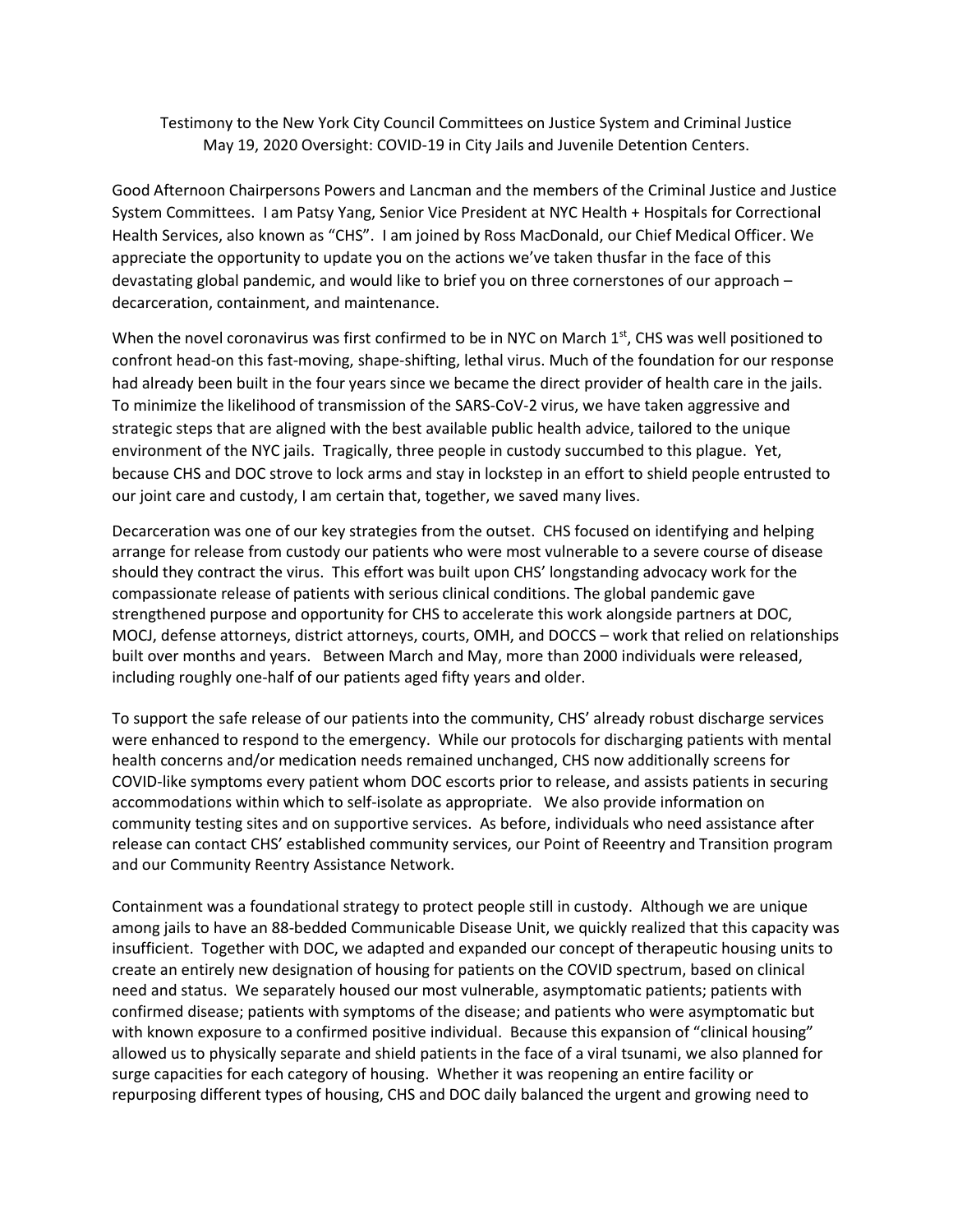Testimony to the New York City Council Committees on Justice System and Criminal Justice
May 19, 2020 Oversight: COVID-19 in City Jails and Juvenile Detention Centers.

Good Afternoon Chairpersons Powers and Lancman and the members of the Criminal Justice and Justice System Committees. I am Patsy Yang, Senior Vice President at NYC Health + Hospitals for Correctional Health Services, also known as "CHS". I am joined by Ross MacDonald, our Chief Medical Officer. We appreciate the opportunity to update you on the actions we've taken thusfar in the face of this devastating global pandemic, and would like to brief you on three cornerstones of our approach – decarceration, containment, and maintenance.

When the novel coronavirus was first confirmed to be in NYC on March 1st, CHS was well positioned to confront head-on this fast-moving, shape-shifting, lethal virus. Much of the foundation for our response had already been built in the four years since we became the direct provider of health care in the jails. To minimize the likelihood of transmission of the SARS-CoV-2 virus, we have taken aggressive and strategic steps that are aligned with the best available public health advice, tailored to the unique environment of the NYC jails. Tragically, three people in custody succumbed to this plague. Yet, because CHS and DOC strove to lock arms and stay in lockstep in an effort to shield people entrusted to our joint care and custody, I am certain that, together, we saved many lives.

Decarceration was one of our key strategies from the outset. CHS focused on identifying and helping arrange for release from custody our patients who were most vulnerable to a severe course of disease should they contract the virus. This effort was built upon CHS' longstanding advocacy work for the compassionate release of patients with serious clinical conditions. The global pandemic gave strengthened purpose and opportunity for CHS to accelerate this work alongside partners at DOC, MOCJ, defense attorneys, district attorneys, courts, OMH, and DOCCS – work that relied on relationships built over months and years. Between March and May, more than 2000 individuals were released, including roughly one-half of our patients aged fifty years and older.

To support the safe release of our patients into the community, CHS' already robust discharge services were enhanced to respond to the emergency. While our protocols for discharging patients with mental health concerns and/or medication needs remained unchanged, CHS now additionally screens for COVID-like symptoms every patient whom DOC escorts prior to release, and assists patients in securing accommodations within which to self-isolate as appropriate. We also provide information on community testing sites and on supportive services. As before, individuals who need assistance after release can contact CHS' established community services, our Point of Reentry and Transition program and our Community Reentry Assistance Network.

Containment was a foundational strategy to protect people still in custody. Although we are unique among jails to have an 88-bedded Communicable Disease Unit, we quickly realized that this capacity was insufficient. Together with DOC, we adapted and expanded our concept of therapeutic housing units to create an entirely new designation of housing for patients on the COVID spectrum, based on clinical need and status. We separately housed our most vulnerable, asymptomatic patients; patients with confirmed disease; patients with symptoms of the disease; and patients who were asymptomatic but with known exposure to a confirmed positive individual. Because this expansion of "clinical housing" allowed us to physically separate and shield patients in the face of a viral tsunami, we also planned for surge capacities for each category of housing. Whether it was reopening an entire facility or repurposing different types of housing, CHS and DOC daily balanced the urgent and growing need to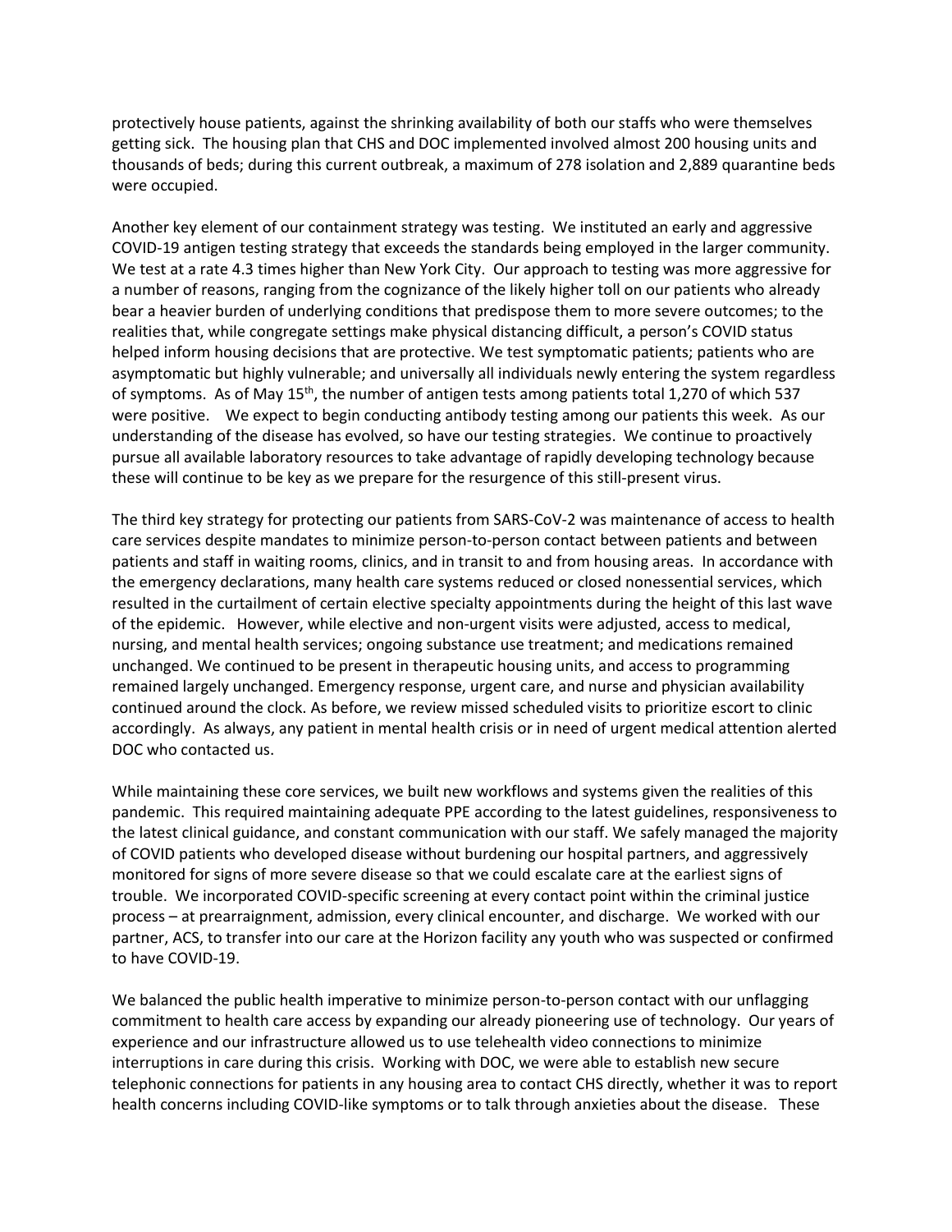protectively house patients, against the shrinking availability of both our staffs who were themselves getting sick. The housing plan that CHS and DOC implemented involved almost 200 housing units and thousands of beds; during this current outbreak, a maximum of 278 isolation and 2,889 quarantine beds were occupied.

Another key element of our containment strategy was testing. We instituted an early and aggressive COVID-19 antigen testing strategy that exceeds the standards being employed in the larger community. We test at a rate 4.3 times higher than New York City. Our approach to testing was more aggressive for a number of reasons, ranging from the cognizance of the likely higher toll on our patients who already bear a heavier burden of underlying conditions that predispose them to more severe outcomes; to the realities that, while congregate settings make physical distancing difficult, a person's COVID status helped inform housing decisions that are protective. We test symptomatic patients; patients who are asymptomatic but highly vulnerable; and universally all individuals newly entering the system regardless of symptoms. As of May 15th, the number of antigen tests among patients total 1,270 of which 537 were positive. We expect to begin conducting antibody testing among our patients this week. As our understanding of the disease has evolved, so have our testing strategies. We continue to proactively pursue all available laboratory resources to take advantage of rapidly developing technology because these will continue to be key as we prepare for the resurgence of this still-present virus.

The third key strategy for protecting our patients from SARS-CoV-2 was maintenance of access to health care services despite mandates to minimize person-to-person contact between patients and between patients and staff in waiting rooms, clinics, and in transit to and from housing areas. In accordance with the emergency declarations, many health care systems reduced or closed nonessential services, which resulted in the curtailment of certain elective specialty appointments during the height of this last wave of the epidemic. However, while elective and non-urgent visits were adjusted, access to medical, nursing, and mental health services; ongoing substance use treatment; and medications remained unchanged. We continued to be present in therapeutic housing units, and access to programming remained largely unchanged. Emergency response, urgent care, and nurse and physician availability continued around the clock. As before, we review missed scheduled visits to prioritize escort to clinic accordingly. As always, any patient in mental health crisis or in need of urgent medical attention alerted DOC who contacted us.

While maintaining these core services, we built new workflows and systems given the realities of this pandemic. This required maintaining adequate PPE according to the latest guidelines, responsiveness to the latest clinical guidance, and constant communication with our staff. We safely managed the majority of COVID patients who developed disease without burdening our hospital partners, and aggressively monitored for signs of more severe disease so that we could escalate care at the earliest signs of trouble. We incorporated COVID-specific screening at every contact point within the criminal justice process – at prearraignment, admission, every clinical encounter, and discharge. We worked with our partner, ACS, to transfer into our care at the Horizon facility any youth who was suspected or confirmed to have COVID-19.

We balanced the public health imperative to minimize person-to-person contact with our unflagging commitment to health care access by expanding our already pioneering use of technology. Our years of experience and our infrastructure allowed us to use telehealth video connections to minimize interruptions in care during this crisis. Working with DOC, we were able to establish new secure telephonic connections for patients in any housing area to contact CHS directly, whether it was to report health concerns including COVID-like symptoms or to talk through anxieties about the disease. These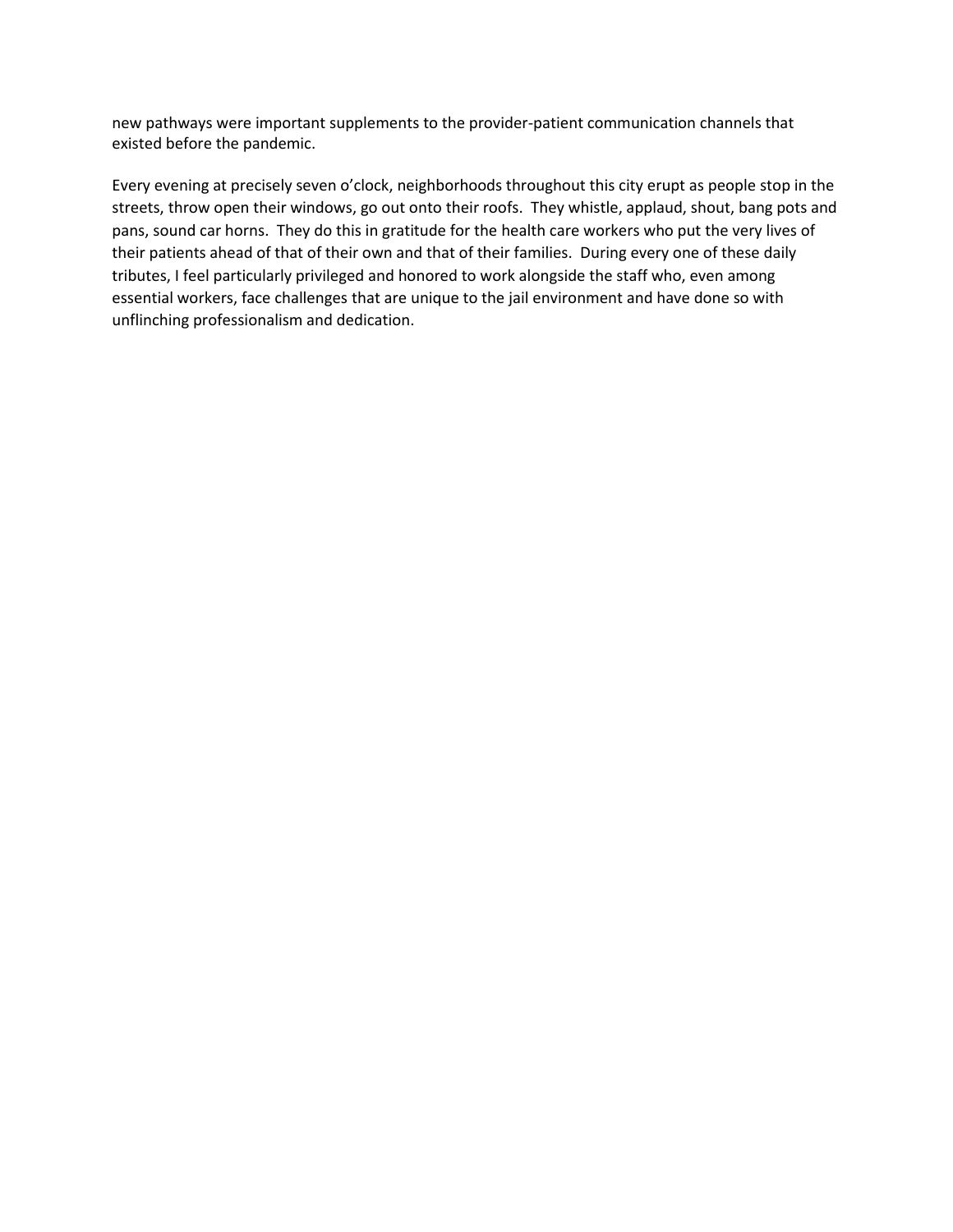new pathways were important supplements to the provider-patient communication channels that existed before the pandemic.

Every evening at precisely seven o'clock, neighborhoods throughout this city erupt as people stop in the streets, throw open their windows, go out onto their roofs. They whistle, applaud, shout, bang pots and pans, sound car horns. They do this in gratitude for the health care workers who put the very lives of their patients ahead of that of their own and that of their families. During every one of these daily tributes, I feel particularly privileged and honored to work alongside the staff who, even among essential workers, face challenges that are unique to the jail environment and have done so with unflinching professionalism and dedication.